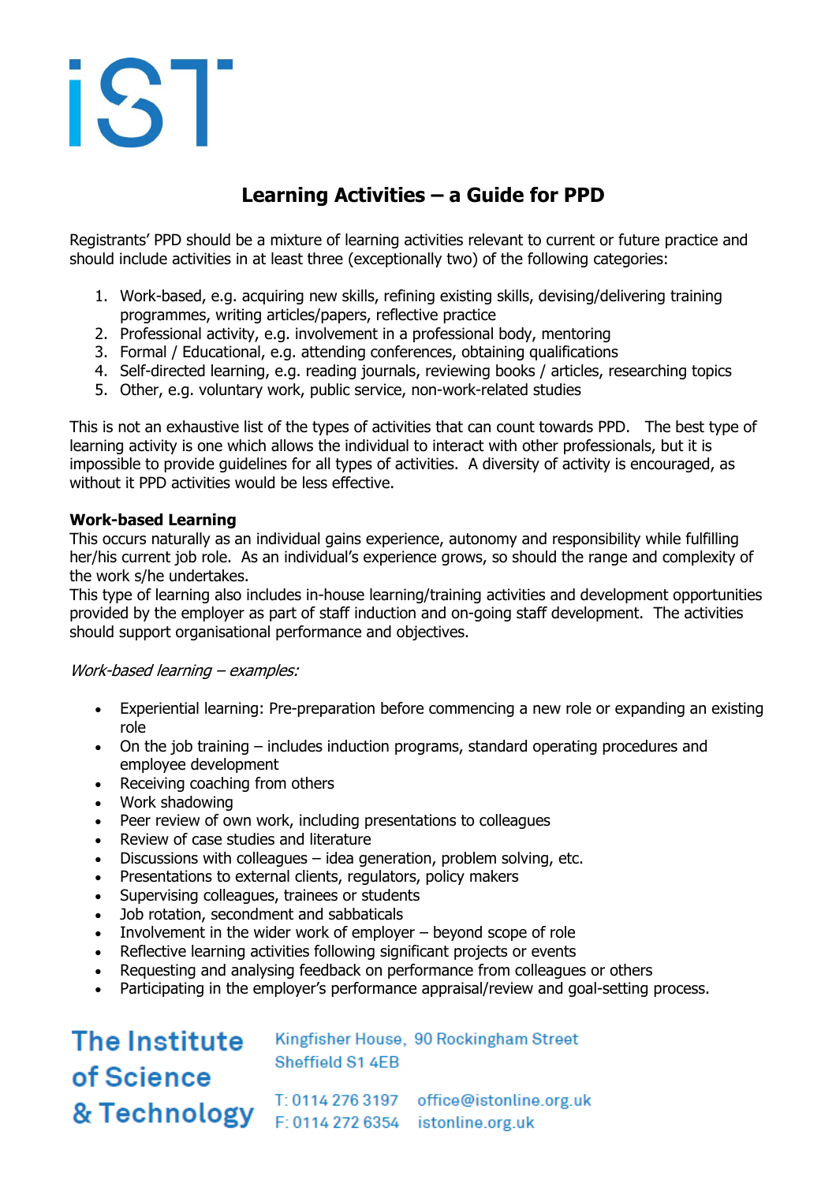iST

# Learning Activities – a Guide for PPD

Registrants' PPD should be a mixture of learning activities relevant to current or future practice and should include activities in at least three (exceptionally two) of the following categories:

1. Work-based, e.g. acquiring new skills, refining existing skills, devising/delivering training programmes, writing articles/papers, reflective practice
2. Professional activity, e.g. involvement in a professional body, mentoring
3. Formal / Educational, e.g. attending conferences, obtaining qualifications
4. Self-directed learning, e.g. reading journals, reviewing books / articles, researching topics
5. Other, e.g. voluntary work, public service, non-work-related studies

This is not an exhaustive list of the types of activities that can count towards PPD. The best type of learning activity is one which allows the individual to interact with other professionals, but it is impossible to provide guidelines for all types of activities. A diversity of activity is encouraged, as without it PPD activities would be less effective.

**Work-based Learning**

This occurs naturally as an individual gains experience, autonomy and responsibility while fulfilling her/his current job role. As an individual's experience grows, so should the range and complexity of the work s/he undertakes.

This type of learning also includes in-house learning/training activities and development opportunities provided by the employer as part of staff induction and on-going staff development. The activities should support organisational performance and objectives.

*Work-based learning – examples:*

- Experiential learning: Pre-preparation before commencing a new role or expanding an existing role
- On the job training – includes induction programs, standard operating procedures and employee development
- Receiving coaching from others
- Work shadowing
- Peer review of own work, including presentations to colleagues
- Review of case studies and literature
- Discussions with colleagues – idea generation, problem solving, etc.
- Presentations to external clients, regulators, policy makers
- Supervising colleagues, trainees or students
- Job rotation, secondment and sabbaticals
- Involvement in the wider work of employer – beyond scope of role
- Reflective learning activities following significant projects or events
- Requesting and analysing feedback on performance from colleagues or others
- Participating in the employer's performance appraisal/review and goal-setting process.

The Institute of Science & Technology

Kingfisher House, 90 Rockingham Street
Sheffield S1 4EB

T: 0114 276 3197 office@istonline.org.uk
F: 0114 272 6354 istonline.org.uk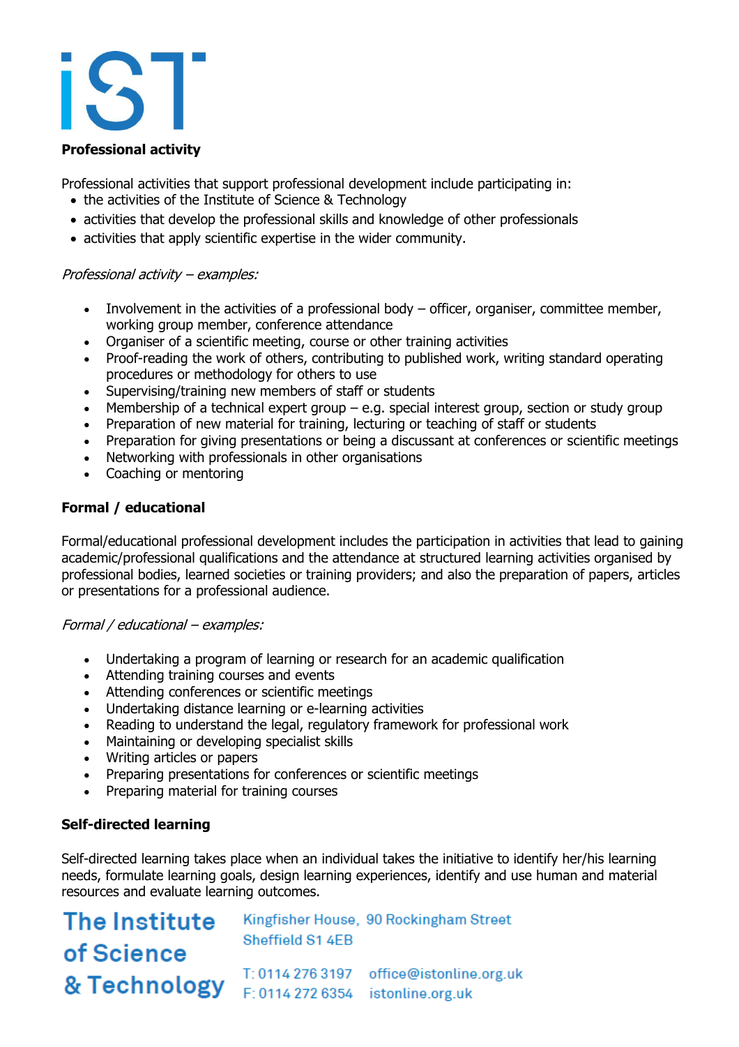## Professional activity

Professional activities that support professional development include participating in:

- the activities of the Institute of Science & Technology
- activities that develop the professional skills and knowledge of other professionals
- activities that apply scientific expertise in the wider community.

*Professional activity – examples:*

- Involvement in the activities of a professional body – officer, organiser, committee member, working group member, conference attendance
- Organiser of a scientific meeting, course or other training activities
- Proof-reading the work of others, contributing to published work, writing standard operating procedures or methodology for others to use
- Supervising/training new members of staff or students
- Membership of a technical expert group – e.g. special interest group, section or study group
- Preparation of new material for training, lecturing or teaching of staff or students
- Preparation for giving presentations or being a discussant at conferences or scientific meetings
- Networking with professionals in other organisations
- Coaching or mentoring

## Formal / educational

Formal/educational professional development includes the participation in activities that lead to gaining academic/professional qualifications and the attendance at structured learning activities organised by professional bodies, learned societies or training providers; and also the preparation of papers, articles or presentations for a professional audience.

*Formal / educational – examples:*

- Undertaking a program of learning or research for an academic qualification
- Attending training courses and events
- Attending conferences or scientific meetings
- Undertaking distance learning or e-learning activities
- Reading to understand the legal, regulatory framework for professional work
- Maintaining or developing specialist skills
- Writing articles or papers
- Preparing presentations for conferences or scientific meetings
- Preparing material for training courses

## Self-directed learning

Self-directed learning takes place when an individual takes the initiative to identify her/his learning needs, formulate learning goals, design learning experiences, identify and use human and material resources and evaluate learning outcomes.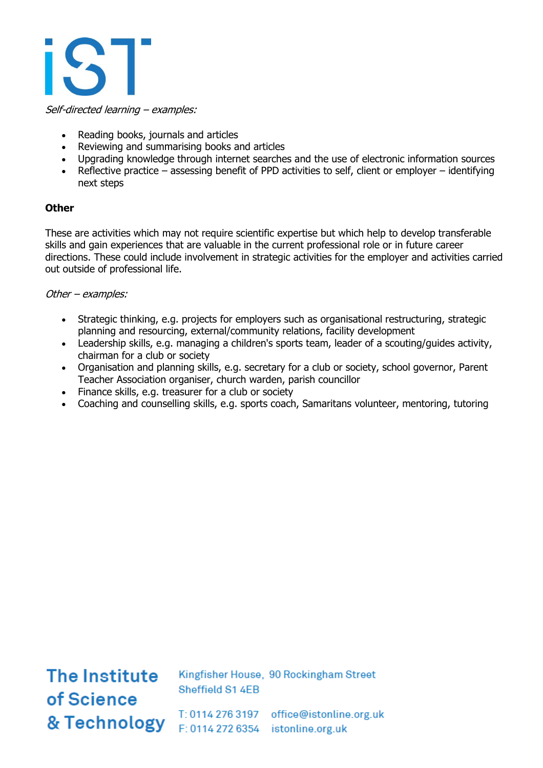*Self-directed learning – examples:*

- Reading books, journals and articles
- Reviewing and summarising books and articles
- Upgrading knowledge through internet searches and the use of electronic information sources
- Reflective practice – assessing benefit of PPD activities to self, client or employer – identifying next steps

**Other**

These are activities which may not require scientific expertise but which help to develop transferable skills and gain experiences that are valuable in the current professional role or in future career directions. These could include involvement in strategic activities for the employer and activities carried out outside of professional life.

*Other – examples:*

- Strategic thinking, e.g. projects for employers such as organisational restructuring, strategic planning and resourcing, external/community relations, facility development
- Leadership skills, e.g. managing a children's sports team, leader of a scouting/guides activity, chairman for a club or society
- Organisation and planning skills, e.g. secretary for a club or society, school governor, Parent Teacher Association organiser, church warden, parish councillor
- Finance skills, e.g. treasurer for a club or society
- Coaching and counselling skills, e.g. sports coach, Samaritans volunteer, mentoring, tutoring